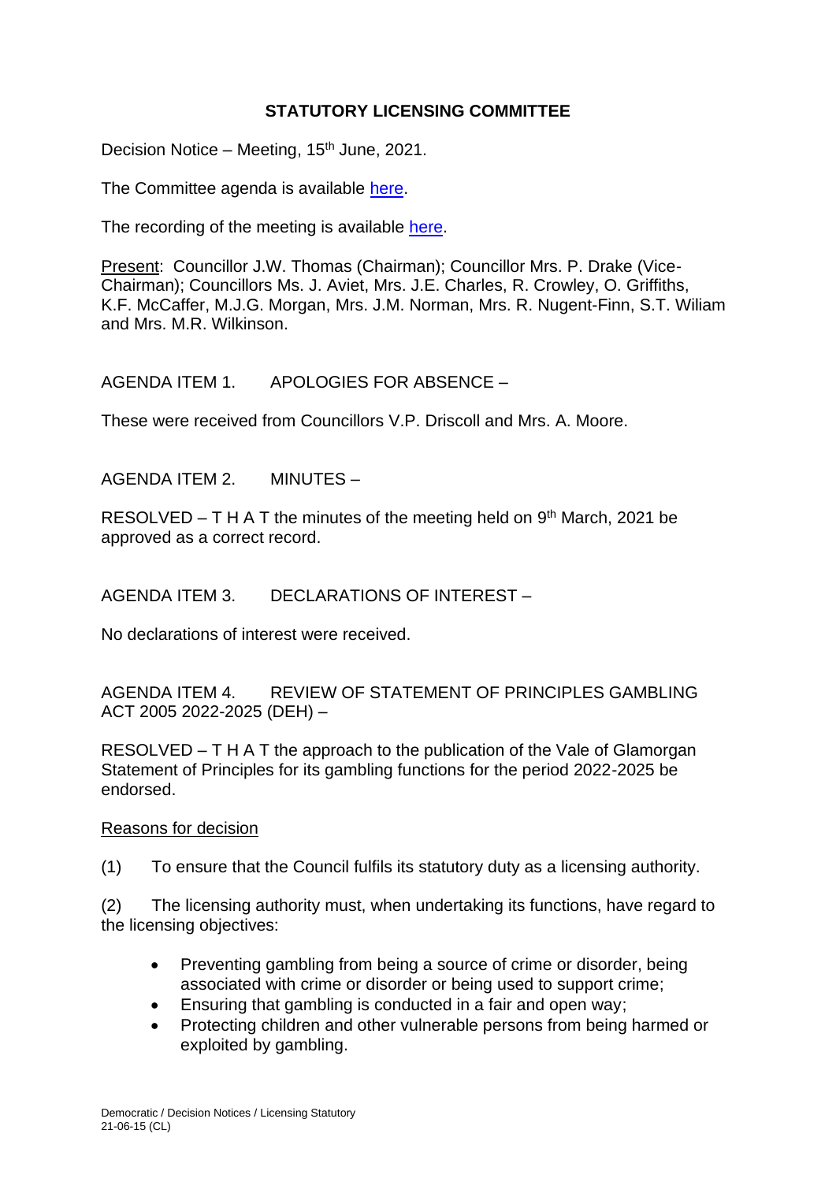# STATUTORY LICENSING COMMITTEE

Decision Notice – Meeting, 15th June, 2021.

The Committee agenda is available here.

The recording of the meeting is available here.

Present: Councillor J.W. Thomas (Chairman); Councillor Mrs. P. Drake (Vice-Chairman); Councillors Ms. J. Aviet, Mrs. J.E. Charles, R. Crowley, O. Griffiths, K.F. McCaffer, M.J.G. Morgan, Mrs. J.M. Norman, Mrs. R. Nugent-Finn, S.T. Wiliam and Mrs. M.R. Wilkinson.

AGENDA ITEM 1. APOLOGIES FOR ABSENCE –

These were received from Councillors V.P. Driscoll and Mrs. A. Moore.

AGENDA ITEM 2. MINUTES –

RESOLVED – T H A T the minutes of the meeting held on 9th March, 2021 be approved as a correct record.

AGENDA ITEM 3. DECLARATIONS OF INTEREST –

No declarations of interest were received.

AGENDA ITEM 4. REVIEW OF STATEMENT OF PRINCIPLES GAMBLING ACT 2005 2022-2025 (DEH) –

RESOLVED – T H A T the approach to the publication of the Vale of Glamorgan Statement of Principles for its gambling functions for the period 2022-2025 be endorsed.

Reasons for decision

(1) To ensure that the Council fulfils its statutory duty as a licensing authority.

(2) The licensing authority must, when undertaking its functions, have regard to the licensing objectives:

- Preventing gambling from being a source of crime or disorder, being associated with crime or disorder or being used to support crime;
- Ensuring that gambling is conducted in a fair and open way;
- Protecting children and other vulnerable persons from being harmed or exploited by gambling.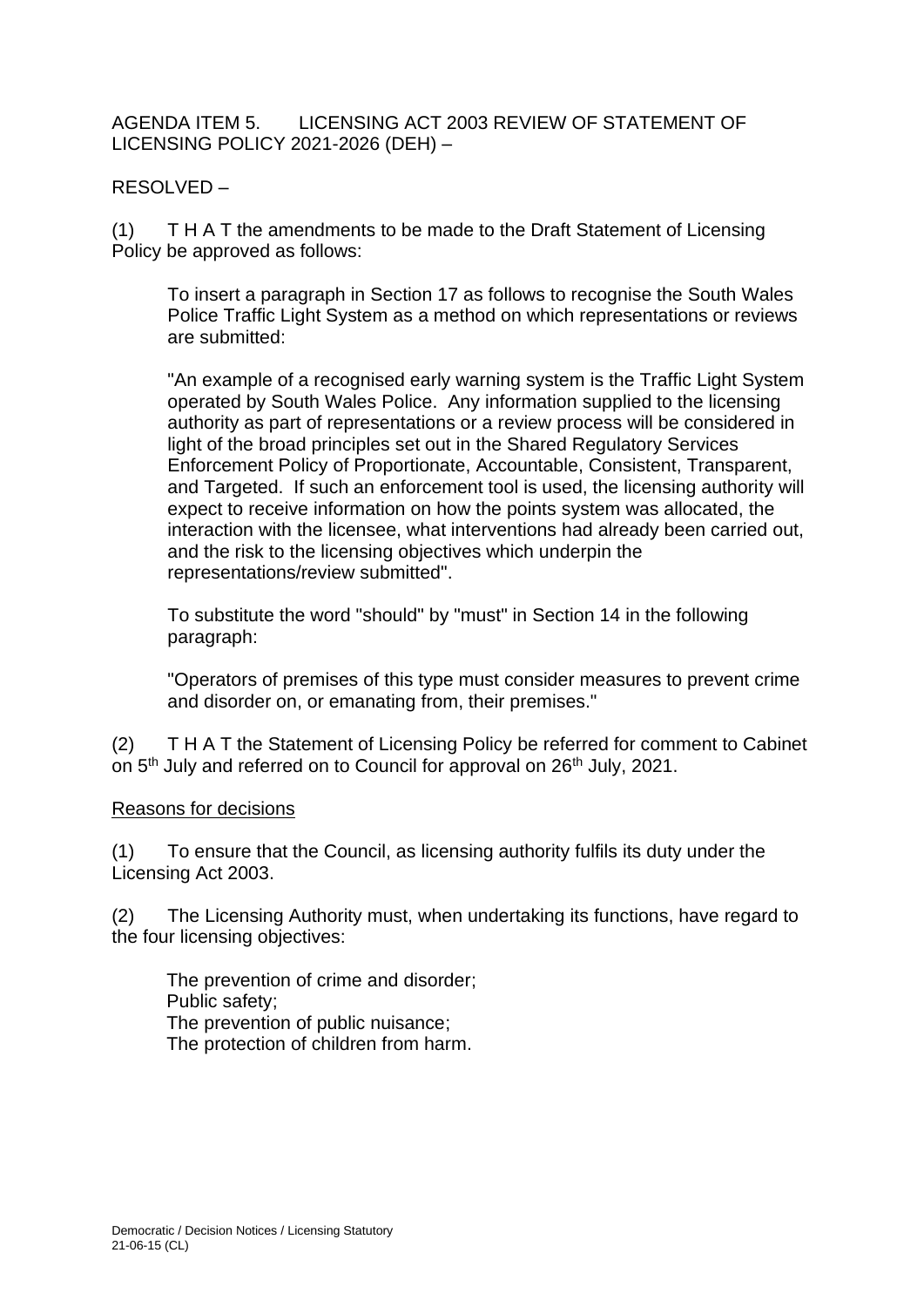AGENDA ITEM 5. LICENSING ACT 2003 REVIEW OF STATEMENT OF LICENSING POLICY 2021-2026 (DEH) –

RESOLVED –

(1) T H A T the amendments to be made to the Draft Statement of Licensing Policy be approved as follows:

> To insert a paragraph in Section 17 as follows to recognise the South Wales Police Traffic Light System as a method on which representations or reviews are submitted:
>
> "An example of a recognised early warning system is the Traffic Light System operated by South Wales Police. Any information supplied to the licensing authority as part of representations or a review process will be considered in light of the broad principles set out in the Shared Regulatory Services Enforcement Policy of Proportionate, Accountable, Consistent, Transparent, and Targeted. If such an enforcement tool is used, the licensing authority will expect to receive information on how the points system was allocated, the interaction with the licensee, what interventions had already been carried out, and the risk to the licensing objectives which underpin the representations/review submitted".
>
> To substitute the word "should" by "must" in Section 14 in the following paragraph:
>
> "Operators of premises of this type must consider measures to prevent crime and disorder on, or emanating from, their premises."

(2) T H A T the Statement of Licensing Policy be referred for comment to Cabinet on 5th July and referred on to Council for approval on 26th July, 2021.

Reasons for decisions

(1) To ensure that the Council, as licensing authority fulfils its duty under the Licensing Act 2003.

(2) The Licensing Authority must, when undertaking its functions, have regard to the four licensing objectives:

- The prevention of crime and disorder;
- Public safety;
- The prevention of public nuisance;
- The protection of children from harm.

Democratic / Decision Notices / Licensing Statutory
21-06-15 (CL)